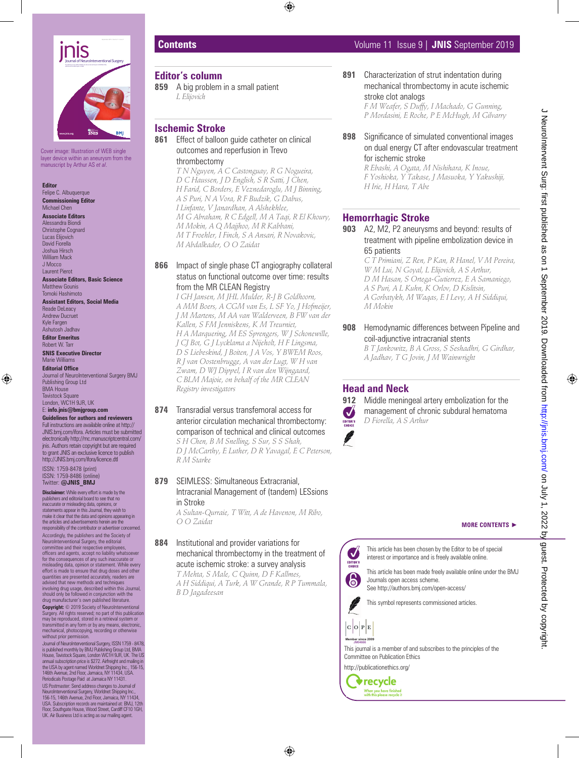# Contents

Volume 11 Issue 9 | **JNIS** September 2019

Cover image: Illustration of WEB single layer device within an aneurysm from the manuscript by Arthur AS *et al*.

**Editor**
Felipe C. Albuquerque

**Commissioning Editor**
Michael Chen

**Associate Editors**
Alessandra Biondi
Christophe Cognard
Lucas Elijovich
David Fiorella
Joshua Hirsch
William Mack
J Mocco
Laurent Pierot

**Associate Editors, Basic Science**
Matthew Gounis
Tomoki Hashimoto

**Assistant Editors, Social Media**
Reade DeLeacy
Andrew Ducruet
Kyle Fargen
Ashutosh Jadhav

**Editor Emeritus**
Robert W. Tarr

**SNIS Executive Director**
Marie Williams

**Editorial Office**
Journal of NeuroInterventional Surgery BMJ Publishing Group Ltd
BMA House
Tavistock Square
London, WC1H 9JR, UK
E: **info.jnis@bmjgroup.com**

**Guidelines for authors and reviewers**
Full instructions are available online at http://JNIS.bmj.com/ifora. Articles must be submitted electronically http://mc.manuscriptcentral.com/jnis. Authors retain copyright but are required to grant JNIS an exclusive licence to publish http://JNIS.bmj.com/ifora/licence.dtl

ISSN: 1759-8478 (print)
ISSN: 1759-8486 (online)
Twitter: **@JNIS_BMJ**

**Disclaimer:** While every effort is made by the publishers and editorial board to see that no inaccurate or misleading data, opinions, or statements appear in this Journal, they wish to make it clear that the data and opinions appearing in the articles and advertisements herein are the responsibility of the contributor or advertiser concerned. Accordingly, the publishers and the Society of NeuroInterventional Surgery, the editorial committee and their respective employees, officers and agents, accept no liability whatsoever for the consequences of any such inaccurate or misleading data, opinion or statement. While every effort is made to ensure that drug doses and other quantities are presented accurately, readers are advised that new methods and techniques involving drug usage, described within this Journal, should only be followed in conjunction with the drug manufacturer's own published literature.

**Copyright:** © 2019 Society of NeuroInterventional Surgery. All rights reserved; no part of this publication may be reproduced, stored in a retrieval system or transmitted in any form or by any means, electronic, mechanical, photocopying, recording or otherwise without prior permission.

Journal of NeuroInterventional Surgery, ISSN 1759 - 8478, is published monthly by BMJ Publishing Group Ltd, BMA House, Tavistock Square, London WC1H 9JR, UK. The US annual subscription price is $272. Airfreight and mailing in the USA by agent named Worldnet Shipping Inc., 156-15, 146th Avenue, 2nd Floor, Jamaica, NY 11434, USA. Periodicals Postage Paid at Jamaica NY 11431.

US Postmaster: Send address changes to Journal of NeuroInterventional Surgery, Worldnet Shipping Inc., 156-15, 146th Avenue, 2nd Floor, Jamaica, NY 11434, USA. Subscription records are maintained at: BMJ, 12th Floor, Southgate House, Wood Street, Cardiff CF10 1GH, UK. Air Business Ltd is acting as our mailing agent.

## Editor's column

**859** A big problem in a small patient
*L Elijovich*

## Ischemic Stroke

**861** Effect of balloon guide catheter on clinical outcomes and reperfusion in Trevo thrombectomy
*T N Nguyen, A C Castonguay, R G Nogueira, D C Haussen, J D English, S R Satti, J Chen, H Farid, C Borders, E Veznedaroglu, M J Binning, A S Puri, N A Vora, R F Budzik, G Dabus, I Linfante, V Janardhan, A Alshekhlee, M G Abraham, R C Edgell, M A Taqi, R El Khoury, M Mokin, A Q Majjhoo, M R Kabbani, M T Froehler, I Finch, S A Ansari, R Novakovic, M Abdalkader, O O Zaidat*

**866** Impact of single phase CT angiography collateral status on functional outcome over time: results from the MR CLEAN Registry
*I GH Jansen, M JHL Mulder, R-J B Goldhoorn, A MM Boers, A CGM van Es, L SF Yo, J Hofmeijer, J M Martens, M AA van Walderveen, B FW van der Kallen, S FM Jenniskens, K M Treurniet, H A Marquering, M ES Sprengers, W J Schonewille, J CJ Bot, G J Lycklama a Nijeholt, H F Lingsma, D S Liebeskind, J Boiten, J A Vos, Y BWEM Roos, R J van Oostenbrugge, A van der Lugt, W H van Zwam, D WJ Dippel, I R van den Wijngaard, C BLM Majoie, on behalf of the MR CLEAN Registry investigators*

**874** Transradial versus transfemoral access for anterior circulation mechanical thrombectomy: comparison of technical and clinical outcomes
*S H Chen, B M Snelling, S Sur, S S Shah, D J McCarthy, E Luther, D R Yavagal, E C Peterson, R M Starke*

**879** SEIMLESS: Simultaneous Extracranial, Intracranial Management of (tandem) LESsions in Stroke
*A Sultan-Qurraie, T Witt, A de Havenon, M Ribo, O O Zaidat*

**884** Institutional and provider variations for mechanical thrombectomy in the treatment of acute ischemic stroke: a survey analysis
*T Mehta, S Male, C Quinn, D F Kallmes, A H Siddiqui, A Turk, A W Grande, R P Tummala, B D Jagadeesan*

**891** Characterization of strut indentation during mechanical thrombectomy in acute ischemic stroke clot analogs
*F M Weafer, S Duffy, I Machado, G Gunning, P Mordasini, E Roche, P E McHugh, M Gilvarry*

**898** Significance of simulated conventional images on dual energy CT after endovascular treatment for ischemic stroke
*R Ebashi, A Ogata, M Nishihara, K Inoue, F Yoshioka, Y Takase, J Masuoka, Y Yakushiji, H Irie, H Hara, T Abe*

## Hemorrhagic Stroke

**903** A2, M2, P2 aneurysms and beyond: results of treatment with pipeline embolization device in 65 patients
*C T Primiani, Z Ren, P Kan, R Hanel, V M Pereira, W M Lui, N Goyal, L Elijovich, A S Arthur, D M Hasan, S Ortega-Gutierrez, E A Samaniego, A S Puri, A L Kuhn, K Orlov, D Kislitsin, A Gorbatykh, M Waqas, E I Levy, A H Siddiqui, M Mokin*

**908** Hemodynamic differences between Pipeline and coil-adjunctive intracranial stents
*B T Jankowitz, B A Gross, S Seshadhri, G Girdhar, A Jadhav, T G Jovin, J M Wainwright*

## Head and Neck

**912** Middle meningeal artery embolization for the management of chronic subdural hematoma
*D Fiorella, A S Arthur*

**MORE CONTENTS ►**

EDITOR'S CHOICE — This article has been chosen by the Editor to be of special interest or importance and is freely available online.

This article has been made freely available online under the BMJ Journals open access scheme. See http://authors.bmj.com/open-access/

This symbol represents commissioned articles.

C O P E — Member since 2009 JM04666

This journal is a member of and subscribes to the principles of the Committee on Publication Ethics

http://publicationethics.org/

recycle — When you have finished with this please recycle it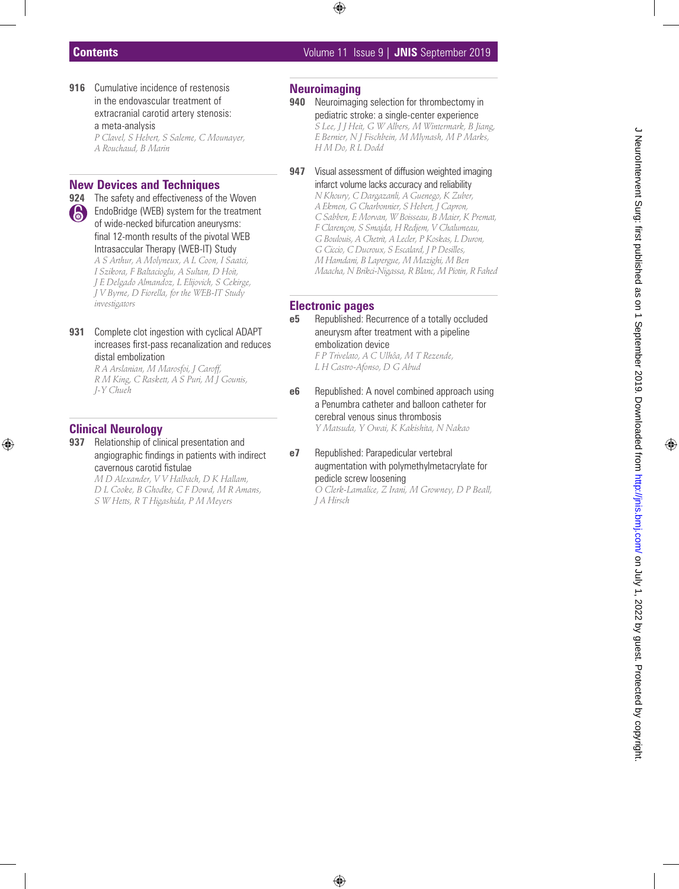## Contents

**916** Cumulative incidence of restenosis in the endovascular treatment of extracranial carotid artery stenosis: a meta-analysis
*P Clavel, S Hebert, S Saleme, C Mounayer, A Rouchaud, B Marin*

## New Devices and Techniques

**924** The safety and effectiveness of the Woven EndoBridge (WEB) system for the treatment of wide-necked bifurcation aneurysms: final 12-month results of the pivotal WEB Intrasaccular Therapy (WEB-IT) Study
*A S Arthur, A Molyneux, A L Coon, I Saatci, I Szikora, F Baltacioglu, A Sultan, D Hoit, J E Delgado Almandoz, L Elijovich, S Cekirge, J V Byrne, D Fiorella, for the WEB-IT Study investigators*

**931** Complete clot ingestion with cyclical ADAPT increases first-pass recanalization and reduces distal embolization
*R A Arslanian, M Marosfoi, J Caroff, R M King, C Raskett, A S Puri, M J Gounis, J-Y Chueh*

## Clinical Neurology

**937** Relationship of clinical presentation and angiographic findings in patients with indirect cavernous carotid fistulae
*M D Alexander, V V Halbach, D K Hallam, D L Cooke, B Ghodke, C F Dowd, M R Amans, S W Hetts, R T Higashida, P M Meyers*

## Neuroimaging

**940** Neuroimaging selection for thrombectomy in pediatric stroke: a single-center experience
*S Lee, J J Heit, G W Albers, M Wintermark, B Jiang, E Bernier, N J Fischbein, M Mlynash, M P Marks, H M Do, R L Dodd*

**947** Visual assessment of diffusion weighted imaging infarct volume lacks accuracy and reliability
*N Khoury, C Dargazanli, A Guenego, K Zuber, A Ekmen, G Charbonnier, S Hebert, J Capron, C Sabben, E Morvan, W Boisseau, B Maier, K Premat, F Clarençon, S Smajda, H Redjem, V Chalumeau, G Boulouis, A Chetrit, A Lecler, P Koskas, L Duron, G Ciccio, C Ducroux, S Escalard, J P Desilles, M Hamdani, B Lapergue, M Mazighi, M Ben Maacha, N Brikci-Nigassa, R Blanc, M Piotin, R Fahed*

## Electronic pages

**e5** Republished: Recurrence of a totally occluded aneurysm after treatment with a pipeline embolization device
*F P Trivelato, A C Ulhôa, M T Rezende, L H Castro-Afonso, D G Abud*

**e6** Republished: A novel combined approach using a Penumbra catheter and balloon catheter for cerebral venous sinus thrombosis
*Y Matsuda, Y Owai, K Kakishita, N Nakao*

**e7** Republished: Parapedicular vertebral augmentation with polymethylmetacrylate for pedicle screw loosening
*O Clerk-Lamalice, Z Irani, M Growney, D P Beall, J A Hirsch*